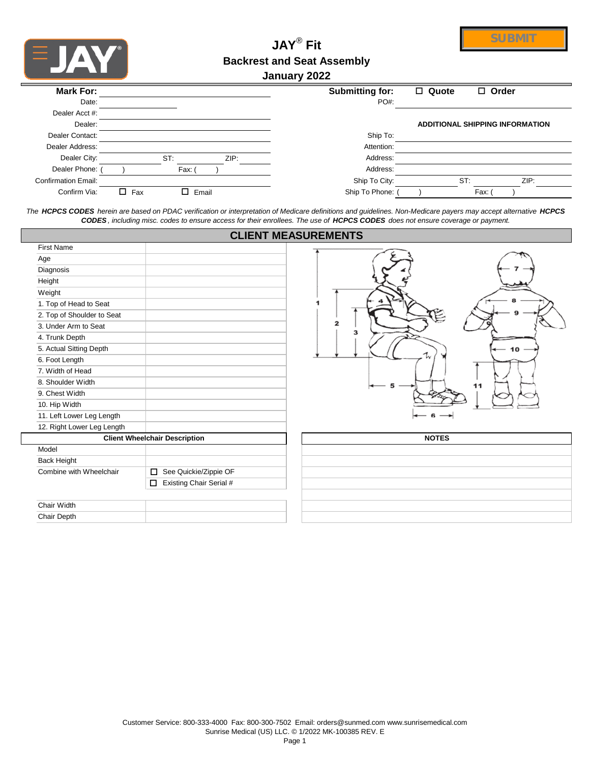SUBMIT

# JAY® Fit

## Backrest and Seat Assembly

### January 2022

| Mark For: | | Submitting for: | ☐ Quote ☐ Order |
|---|---|---|---|
| Date: | | PO#: | |
| Dealer Acct #: | | | |
| Dealer: | | **ADDITIONAL SHIPPING INFORMATION** | |
| Dealer Contact: | | Ship To: | |
| Dealer Address: | | Attention: | |
| Dealer City: | ST: ZIP: | Address: | |
| Dealer Phone: ( ) | Fax: ( ) | Address: | |
| Confirmation Email: | | Ship To City: | ST: ZIP: |
| Confirm Via: | ☐ Fax ☐ Email | Ship To Phone: ( ) | Fax: ( ) |

*The **HCPCS CODES** herein are based on PDAC verification or interpretation of Medicare definitions and guidelines. Non-Medicare payers may accept alternative **HCPCS CODES**, including misc. codes to ensure access for their enrollees. The use of **HCPCS CODES** does not ensure coverage or payment.*

## CLIENT MEASUREMENTS

| | |
|---|---|
| First Name | |
| Age | |
| Diagnosis | |
| Height | |
| Weight | |
| 1. Top of Head to Seat | |
| 2. Top of Shoulder to Seat | |
| 3. Under Arm to Seat | |
| 4. Trunk Depth | |
| 5. Actual Sitting Depth | |
| 6. Foot Length | |
| 7. Width of Head | |
| 8. Shoulder Width | |
| 9. Chest Width | |
| 10. Hip Width | |
| 11. Left Lower Leg Length | |
| 12. Right Lower Leg Length | |

| Client Wheelchair Description | |
|---|---|
| Model | |
| Back Height | |
| Combine with Wheelchair | ☐ See Quickie/Zippie OF |
| | ☐ Existing Chair Serial # |
| Chair Width | |
| Chair Depth | |

| NOTES |
|---|
| |
| |
| |
| |
| |
| |

Customer Service: 800-333-4000 Fax: 800-300-7502 Email: orders@sunmed.com www.sunrisemedical.com
Sunrise Medical (US) LLC. © 1/2022 MK-100385 REV. E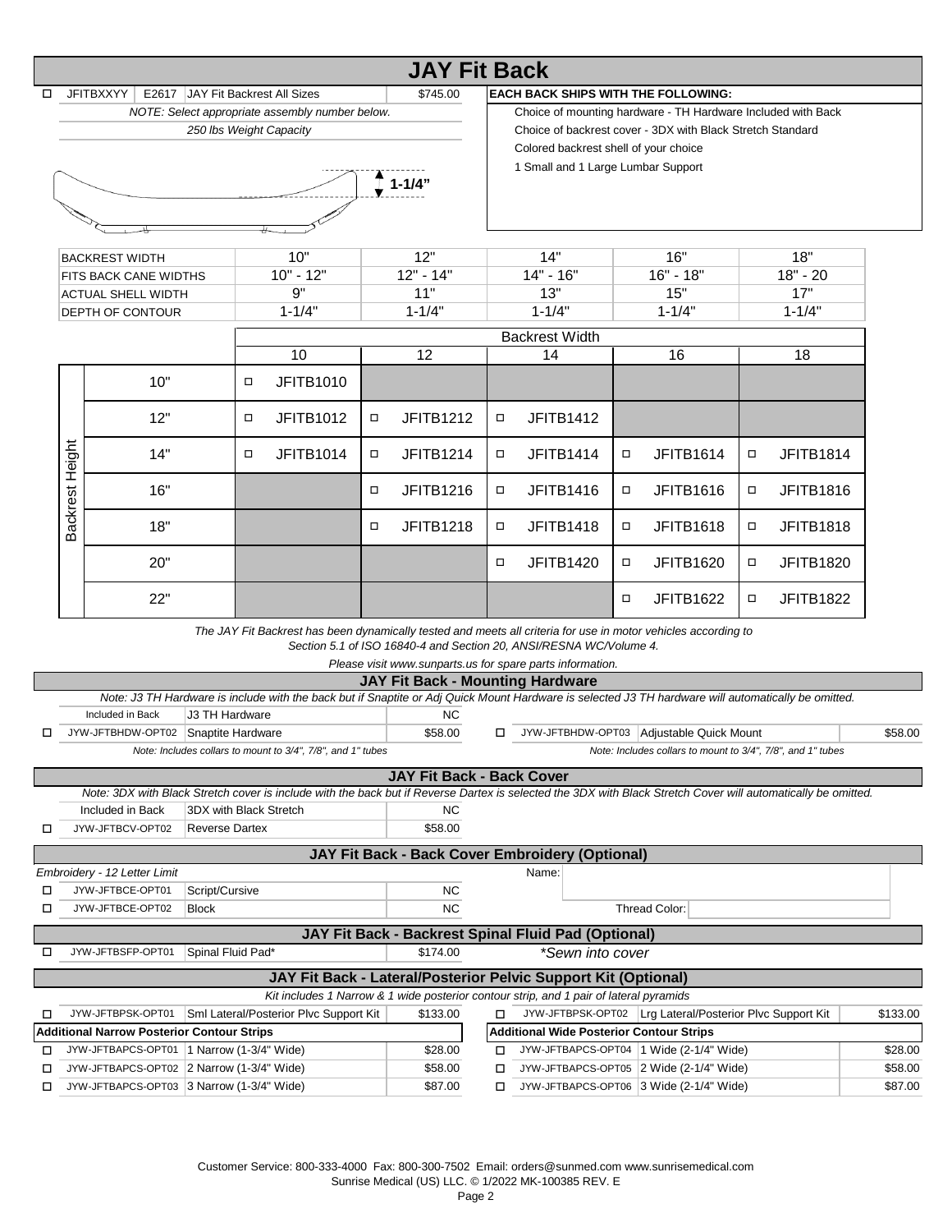# JAY Fit Back

| | | | | |
|---|---|---|---|---|
| ☐ | JFITBXXYY | E2617 | JAY Fit Backrest All Sizes | $745.00 |

*NOTE: Select appropriate assembly number below.*

*250 lbs Weight Capacity*

1-1/4”

**EACH BACK SHIPS WITH THE FOLLOWING:**

- Choice of mounting hardware - TH Hardware Included with Back
- Choice of backrest cover - 3DX with Black Stretch Standard
- Colored backrest shell of your choice
- 1 Small and 1 Large Lumbar Support

| BACKREST WIDTH | 10" | 12" | 14" | 16" | 18" |
|---|---|---|---|---|---|
| FITS BACK CANE WIDTHS | 10" - 12" | 12" - 14" | 14" - 16" | 16" - 18" | 18" - 20 |
| ACTUAL SHELL WIDTH | 9" | 11" | 13" | 15" | 17" |
| DEPTH OF CONTOUR | 1-1/4" | 1-1/4" | 1-1/4" | 1-1/4" | 1-1/4" |

| Backrest Height | Backrest Width 10 | 12 | 14 | 16 | 18 |
|---|---|---|---|---|---|
| 10" | ☐ JFITB1010 | | | | |
| 12" | ☐ JFITB1012 | ☐ JFITB1212 | ☐ JFITB1412 | | |
| 14" | ☐ JFITB1014 | ☐ JFITB1214 | ☐ JFITB1414 | ☐ JFITB1614 | ☐ JFITB1814 |
| 16" | | ☐ JFITB1216 | ☐ JFITB1416 | ☐ JFITB1616 | ☐ JFITB1816 |
| 18" | | ☐ JFITB1218 | ☐ JFITB1418 | ☐ JFITB1618 | ☐ JFITB1818 |
| 20" | | | ☐ JFITB1420 | ☐ JFITB1620 | ☐ JFITB1820 |
| 22" | | | | ☐ JFITB1622 | ☐ JFITB1822 |

*The JAY Fit Backrest has been dynamically tested and meets all criteria for use in motor vehicles according to Section 5.1 of ISO 16840-4 and Section 20, ANSI/RESNA WC/Volume 4.*

*Please visit www.sunparts.us for spare parts information.*

## JAY Fit Back - Mounting Hardware

*Note: J3 TH Hardware is include with the back but if Snaptite or Adj Quick Mount Hardware is selected J3 TH hardware will automatically be omitted.*

| | | | | | | | |
|---|---|---|---|---|---|---|---|
| | Included in Back | J3 TH Hardware | NC | | | | |
| ☐ | JYW-JFTBHDW-OPT02 | Snaptite Hardware | $58.00 | ☐ | JYW-JFTBHDW-OPT03 | Adjustable Quick Mount | $58.00 |

*Note: Includes collars to mount to 3/4", 7/8", and 1" tubes* (Snaptite Hardware)

*Note: Includes collars to mount to 3/4", 7/8", and 1" tubes* (Adjustable Quick Mount)

## JAY Fit Back - Back Cover

*Note: 3DX with Black Stretch cover is include with the back but if Reverse Dartex is selected the 3DX with Black Stretch Cover will automatically be omitted.*

| | | | |
|---|---|---|---|
| | Included in Back | 3DX with Black Stretch | NC |
| ☐ | JYW-JFTBCV-OPT02 | Reverse Dartex | $58.00 |

## JAY Fit Back - Back Cover Embroidery (Optional)

*Embroidery - 12 Letter Limit*

| | | | |
|---|---|---|---|
| ☐ | JYW-JFTBCE-OPT01 | Script/Cursive | NC |
| ☐ | JYW-JFTBCE-OPT02 | Block | NC |

Name:

Thread Color:

## JAY Fit Back - Backrest Spinal Fluid Pad (Optional)

| | | | | |
|---|---|---|---|---|
| ☐ | JYW-JFTBSFP-OPT01 | Spinal Fluid Pad* | $174.00 | *\*Sewn into cover* |

## JAY Fit Back - Lateral/Posterior Pelvic Support Kit (Optional)

*Kit includes 1 Narrow & 1 wide posterior contour strip, and 1 pair of lateral pyramids*

| | | | | | | | |
|---|---|---|---|---|---|---|---|
| ☐ | JYW-JFTBPSK-OPT01 | Sml Lateral/Posterior Plvc Support Kit | $133.00 | ☐ | JYW-JFTBPSK-OPT02 | Lrg Lateral/Posterior Plvc Support Kit | $133.00 |

| Additional Narrow Posterior Contour Strips | | | | Additional Wide Posterior Contour Strips | | | |
|---|---|---|---|---|---|---|---|
| ☐ | JYW-JFTBAPCS-OPT01 | 1 Narrow (1-3/4" Wide) | $28.00 | ☐ | JYW-JFTBAPCS-OPT04 | 1 Wide (2-1/4" Wide) | $28.00 |
| ☐ | JYW-JFTBAPCS-OPT02 | 2 Narrow (1-3/4" Wide) | $58.00 | ☐ | JYW-JFTBAPCS-OPT05 | 2 Wide (2-1/4" Wide) | $58.00 |
| ☐ | JYW-JFTBAPCS-OPT03 | 3 Narrow (1-3/4" Wide) | $87.00 | ☐ | JYW-JFTBAPCS-OPT06 | 3 Wide (2-1/4" Wide) | $87.00 |

Customer Service: 800-333-4000 Fax: 800-300-7502 Email: orders@sunmed.com www.sunrisemedical.com
Sunrise Medical (US) LLC. © 1/2022 MK-100385 REV. E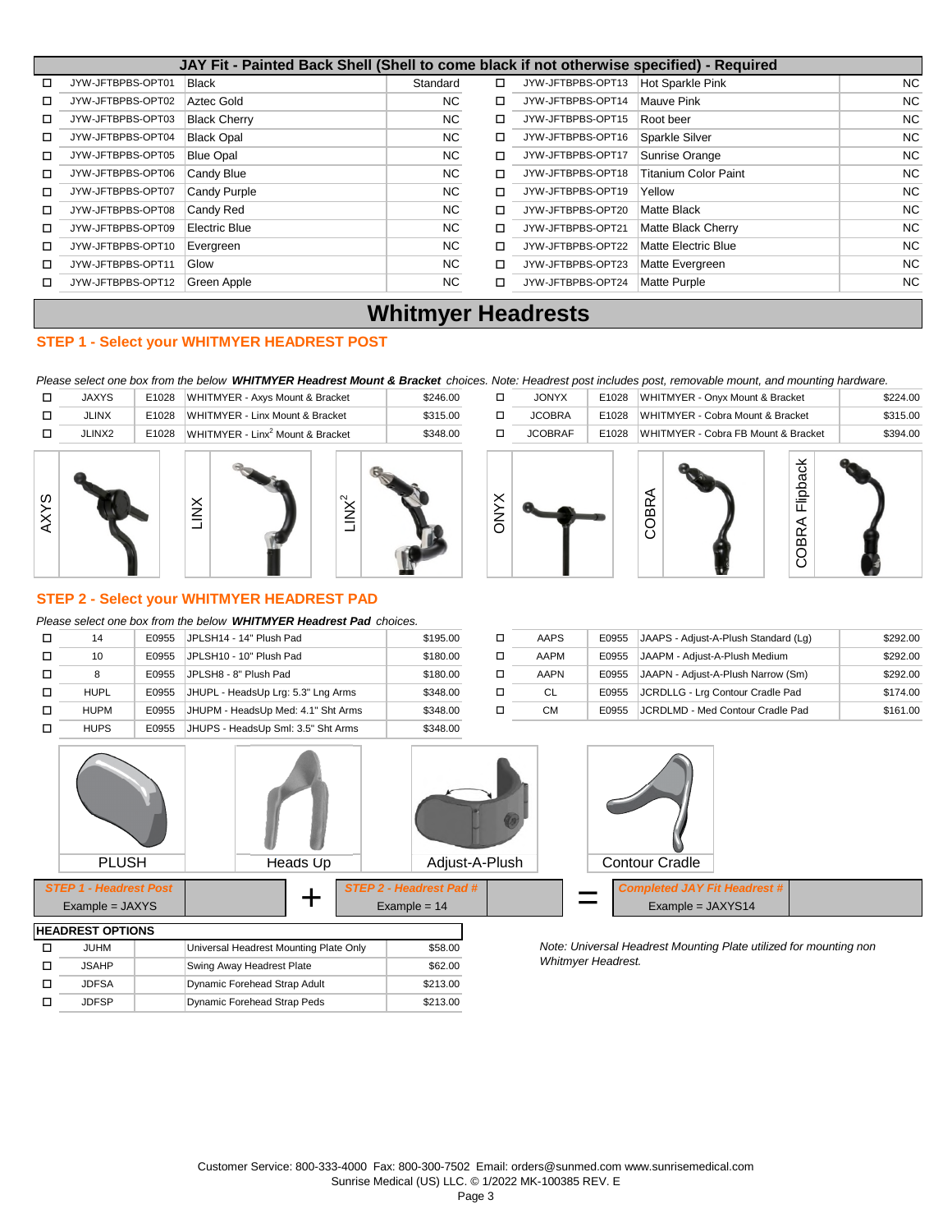## JAY Fit - Painted Back Shell (Shell to come black if not otherwise specified) - Required

| | Code | Color | Price | | Code | Color | Price |
|---|---|---|---|---|---|---|---|
| ☐ | JYW-JFTBPBS-OPT01 | Black | Standard | ☐ | JYW-JFTBPBS-OPT13 | Hot Sparkle Pink | NC |
| ☐ | JYW-JFTBPBS-OPT02 | Aztec Gold | NC | ☐ | JYW-JFTBPBS-OPT14 | Mauve Pink | NC |
| ☐ | JYW-JFTBPBS-OPT03 | Black Cherry | NC | ☐ | JYW-JFTBPBS-OPT15 | Root beer | NC |
| ☐ | JYW-JFTBPBS-OPT04 | Black Opal | NC | ☐ | JYW-JFTBPBS-OPT16 | Sparkle Silver | NC |
| ☐ | JYW-JFTBPBS-OPT05 | Blue Opal | NC | ☐ | JYW-JFTBPBS-OPT17 | Sunrise Orange | NC |
| ☐ | JYW-JFTBPBS-OPT06 | Candy Blue | NC | ☐ | JYW-JFTBPBS-OPT18 | Titanium Color Paint | NC |
| ☐ | JYW-JFTBPBS-OPT07 | Candy Purple | NC | ☐ | JYW-JFTBPBS-OPT19 | Yellow | NC |
| ☐ | JYW-JFTBPBS-OPT08 | Candy Red | NC | ☐ | JYW-JFTBPBS-OPT20 | Matte Black | NC |
| ☐ | JYW-JFTBPBS-OPT09 | Electric Blue | NC | ☐ | JYW-JFTBPBS-OPT21 | Matte Black Cherry | NC |
| ☐ | JYW-JFTBPBS-OPT10 | Evergreen | NC | ☐ | JYW-JFTBPBS-OPT22 | Matte Electric Blue | NC |
| ☐ | JYW-JFTBPBS-OPT11 | Glow | NC | ☐ | JYW-JFTBPBS-OPT23 | Matte Evergreen | NC |
| ☐ | JYW-JFTBPBS-OPT12 | Green Apple | NC | ☐ | JYW-JFTBPBS-OPT24 | Matte Purple | NC |

# Whitmyer Headrests

## STEP 1 - Select your WHITMYER HEADREST POST

*Please select one box from the below **WHITMYER Headrest Mount & Bracket** choices. Note: Headrest post includes post, removable mount, and mounting hardware.*

| | Code | HCPCS | Description | Price | | Code | HCPCS | Description | Price |
|---|---|---|---|---|---|---|---|---|---|
| ☐ | JAXYS | E1028 | WHITMYER - Axys Mount & Bracket | $246.00 | ☐ | JONYX | E1028 | WHITMYER - Onyx Mount & Bracket | $224.00 |
| ☐ | JLINX | E1028 | WHITMYER - Linx Mount & Bracket | $315.00 | ☐ | JCOBRA | E1028 | WHITMYER - Cobra Mount & Bracket | $315.00 |
| ☐ | JLINX2 | E1028 | WHITMYER - Linx$^2$ Mount & Bracket | $348.00 | ☐ | JCOBRAF | E1028 | WHITMYER - Cobra FB Mount & Bracket | $394.00 |

AXYS | LINX | LINX$^2$ | ONYX | COBRA | COBRA Flipback

## STEP 2 - Select your WHITMYER HEADREST PAD

*Please select one box from the below **WHITMYER Headrest Pad** choices.*

| | Code | HCPCS | Description | Price | | Code | HCPCS | Description | Price |
|---|---|---|---|---|---|---|---|---|---|
| ☐ | 14 | E0955 | JPLSH14 - 14" Plush Pad | $195.00 | ☐ | AAPS | E0955 | JAAPS - Adjust-A-Plush Standard (Lg) | $292.00 |
| ☐ | 10 | E0955 | JPLSH10 - 10" Plush Pad | $180.00 | ☐ | AAPM | E0955 | JAAPM - Adjust-A-Plush Medium | $292.00 |
| ☐ | 8 | E0955 | JPLSH8 - 8" Plush Pad | $180.00 | ☐ | AAPN | E0955 | JAAPN - Adjust-A-Plush Narrow (Sm) | $292.00 |
| ☐ | HUPL | E0955 | JHUPL - HeadsUp Lrg: 5.3" Lng Arms | $348.00 | ☐ | CL | E0955 | JCRDLLG - Lrg Contour Cradle Pad | $174.00 |
| ☐ | HUPM | E0955 | JHUPM - HeadsUp Med: 4.1" Sht Arms | $348.00 | ☐ | CM | E0955 | JCRDLMD - Med Contour Cradle Pad | $161.00 |
| ☐ | HUPS | E0955 | JHUPS - HeadsUp Sml: 3.5" Sht Arms | $348.00 | | | | | |

PLUSH | Heads Up | Adjust-A-Plush | Contour Cradle

| STEP 1 - Headrest Post | | + | STEP 2 - Headrest Pad # | | = | Completed JAY Fit Headrest # | |
|---|---|---|---|---|---|---|---|
| Example = JAXYS | | | Example = 14 | | | Example = JAXYS14 | |

**HEADREST OPTIONS**

| | Code | | Description | Price |
|---|---|---|---|---|
| ☐ | JUHM | | Universal Headrest Mounting Plate Only | $58.00 |
| ☐ | JSAHP | | Swing Away Headrest Plate | $62.00 |
| ☐ | JDFSA | | Dynamic Forehead Strap Adult | $213.00 |
| ☐ | JDFSP | | Dynamic Forehead Strap Peds | $213.00 |

*Note: Universal Headrest Mounting Plate utilized for mounting non Whitmyer Headrest.*

Customer Service: 800-333-4000 Fax: 800-300-7502 Email: orders@sunmed.com www.sunrisemedical.com
Sunrise Medical (US) LLC. © 1/2022 MK-100385 REV. E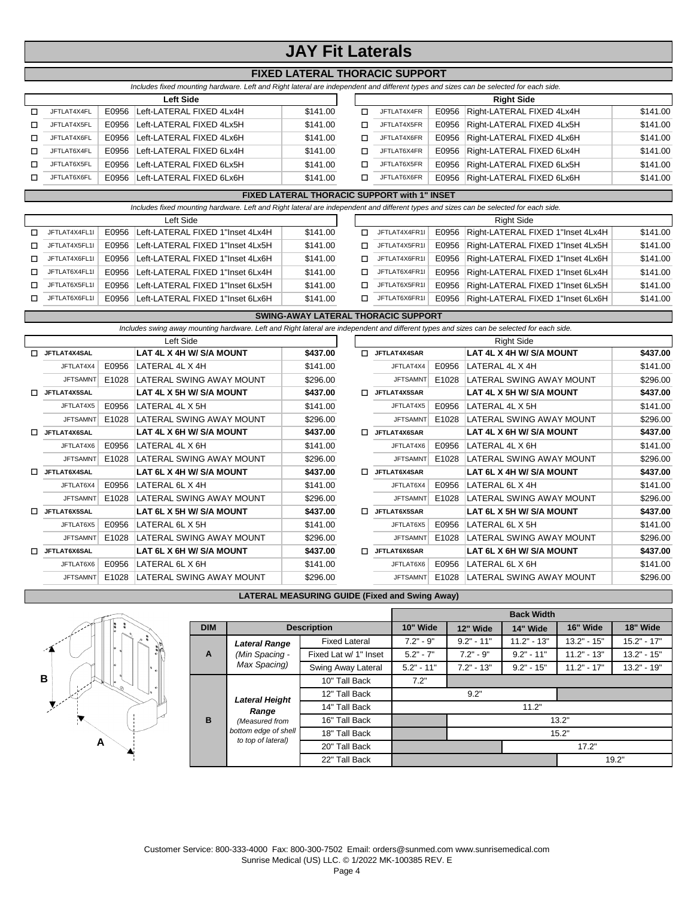# JAY Fit Laterals

## FIXED LATERAL THORACIC SUPPORT

*Includes fixed mounting hardware. Left and Right lateral are independent and different types and sizes can be selected for each side.*

| | Left Side | | | | | Right Side | | |
|---|---|---|---|---|---|---|---|---|
| ☐ | JFTLAT4X4FL | E0956 | Left-LATERAL FIXED 4Lx4H | $141.00 | ☐ | JFTLAT4X4FR | E0956 | Right-LATERAL FIXED 4Lx4H | $141.00 |
| ☐ | JFTLAT4X5FL | E0956 | Left-LATERAL FIXED 4Lx5H | $141.00 | ☐ | JFTLAT4X5FR | E0956 | Right-LATERAL FIXED 4Lx5H | $141.00 |
| ☐ | JFTLAT4X6FL | E0956 | Left-LATERAL FIXED 4Lx6H | $141.00 | ☐ | JFTLAT4X6FR | E0956 | Right-LATERAL FIXED 4Lx6H | $141.00 |
| ☐ | JFTLAT6X4FL | E0956 | Left-LATERAL FIXED 6Lx4H | $141.00 | ☐ | JFTLAT6X4FR | E0956 | Right-LATERAL FIXED 6Lx4H | $141.00 |
| ☐ | JFTLAT6X5FL | E0956 | Left-LATERAL FIXED 6Lx5H | $141.00 | ☐ | JFTLAT6X5FR | E0956 | Right-LATERAL FIXED 6Lx5H | $141.00 |
| ☐ | JFTLAT6X6FL | E0956 | Left-LATERAL FIXED 6Lx6H | $141.00 | ☐ | JFTLAT6X6FR | E0956 | Right-LATERAL FIXED 6Lx6H | $141.00 |

## FIXED LATERAL THORACIC SUPPORT with 1" INSET

*Includes fixed mounting hardware. Left and Right lateral are independent and different types and sizes can be selected for each side.*

| | Left Side | | | | | Right Side | | | |
|---|---|---|---|---|---|---|---|---|---|
| ☐ | JFTLAT4X4FL1I | E0956 | Left-LATERAL FIXED 1"Inset 4Lx4H | $141.00 | ☐ | JFTLAT4X4FR1I | E0956 | Right-LATERAL FIXED 1"Inset 4Lx4H | $141.00 |
| ☐ | JFTLAT4X5FL1I | E0956 | Left-LATERAL FIXED 1"Inset 4Lx5H | $141.00 | ☐ | JFTLAT4X5FR1I | E0956 | Right-LATERAL FIXED 1"Inset 4Lx5H | $141.00 |
| ☐ | JFTLAT4X6FL1I | E0956 | Left-LATERAL FIXED 1"Inset 4Lx6H | $141.00 | ☐ | JFTLAT4X6FR1I | E0956 | Right-LATERAL FIXED 1"Inset 4Lx6H | $141.00 |
| ☐ | JFTLAT6X4FL1I | E0956 | Left-LATERAL FIXED 1"Inset 6Lx4H | $141.00 | ☐ | JFTLAT6X4FR1I | E0956 | Right-LATERAL FIXED 1"Inset 6Lx4H | $141.00 |
| ☐ | JFTLAT6X5FL1I | E0956 | Left-LATERAL FIXED 1"Inset 6Lx5H | $141.00 | ☐ | JFTLAT6X5FR1I | E0956 | Right-LATERAL FIXED 1"Inset 6Lx5H | $141.00 |
| ☐ | JFTLAT6X6FL1I | E0956 | Left-LATERAL FIXED 1"Inset 6Lx6H | $141.00 | ☐ | JFTLAT6X6FR1I | E0956 | Right-LATERAL FIXED 1"Inset 6Lx6H | $141.00 |

## SWING-AWAY LATERAL THORACIC SUPPORT

*Includes swing away mounting hardware. Left and Right lateral are independent and different types and sizes can be selected for each side.*

| | Left Side | | | | | Right Side | | | |
|---|---|---|---|---|---|---|---|---|---|
| ☐ | **JFTLAT4X4SAL** | | **LAT 4L X 4H W/ S/A MOUNT** | **$437.00** | ☐ | **JFTLAT4X4SAR** | | **LAT 4L X 4H W/ S/A MOUNT** | **$437.00** |
| | JFTLAT4X4 | E0956 | LATERAL 4L X 4H | $141.00 | | JFTLAT4X4 | E0956 | LATERAL 4L X 4H | $141.00 |
| | JFTSAMNT | E1028 | LATERAL SWING AWAY MOUNT | $296.00 | | JFTSAMNT | E1028 | LATERAL SWING AWAY MOUNT | $296.00 |
| ☐ | **JFTLAT4X5SAL** | | **LAT 4L X 5H W/ S/A MOUNT** | **$437.00** | ☐ | **JFTLAT4X5SAR** | | **LAT 4L X 5H W/ S/A MOUNT** | **$437.00** |
| | JFTLAT4X5 | E0956 | LATERAL 4L X 5H | $141.00 | | JFTLAT4X5 | E0956 | LATERAL 4L X 5H | $141.00 |
| | JFTSAMNT | E1028 | LATERAL SWING AWAY MOUNT | $296.00 | | JFTSAMNT | E1028 | LATERAL SWING AWAY MOUNT | $296.00 |
| ☐ | **JFTLAT4X6SAL** | | **LAT 4L X 6H W/ S/A MOUNT** | **$437.00** | ☐ | **JFTLAT4X6SAR** | | **LAT 4L X 6H W/ S/A MOUNT** | **$437.00** |
| | JFTLAT4X6 | E0956 | LATERAL 4L X 6H | $141.00 | | JFTLAT4X6 | E0956 | LATERAL 4L X 6H | $141.00 |
| | JFTSAMNT | E1028 | LATERAL SWING AWAY MOUNT | $296.00 | | JFTSAMNT | E1028 | LATERAL SWING AWAY MOUNT | $296.00 |
| ☐ | **JFTLAT6X4SAL** | | **LAT 6L X 4H W/ S/A MOUNT** | **$437.00** | ☐ | **JFTLAT6X4SAR** | | **LAT 6L X 4H W/ S/A MOUNT** | **$437.00** |
| | JFTLAT6X4 | E0956 | LATERAL 6L X 4H | $141.00 | | JFTLAT6X4 | E0956 | LATERAL 6L X 4H | $141.00 |
| | JFTSAMNT | E1028 | LATERAL SWING AWAY MOUNT | $296.00 | | JFTSAMNT | E1028 | LATERAL SWING AWAY MOUNT | $296.00 |
| ☐ | **JFTLAT6X5SAL** | | **LAT 6L X 5H W/ S/A MOUNT** | **$437.00** | ☐ | **JFTLAT6X5SAR** | | **LAT 6L X 5H W/ S/A MOUNT** | **$437.00** |
| | JFTLAT6X5 | E0956 | LATERAL 6L X 5H | $141.00 | | JFTLAT6X5 | E0956 | LATERAL 6L X 5H | $141.00 |
| | JFTSAMNT | E1028 | LATERAL SWING AWAY MOUNT | $296.00 | | JFTSAMNT | E1028 | LATERAL SWING AWAY MOUNT | $296.00 |
| ☐ | **JFTLAT6X6SAL** | | **LAT 6L X 6H W/ S/A MOUNT** | **$437.00** | ☐ | **JFTLAT6X6SAR** | | **LAT 6L X 6H W/ S/A MOUNT** | **$437.00** |
| | JFTLAT6X6 | E0956 | LATERAL 6L X 6H | $141.00 | | JFTLAT6X6 | E0956 | LATERAL 6L X 6H | $141.00 |
| | JFTSAMNT | E1028 | LATERAL SWING AWAY MOUNT | $296.00 | | JFTSAMNT | E1028 | LATERAL SWING AWAY MOUNT | $296.00 |

## LATERAL MEASURING GUIDE (Fixed and Swing Away)

| DIM | Description | | Back Width: 10" Wide | 12" Wide | 14" Wide | 16" Wide | 18" Wide |
|---|---|---|---|---|---|---|---|
| A | ***Lateral Range*** *(Min Spacing - Max Spacing)* | Fixed Lateral | 7.2" - 9" | 9.2" - 11" | 11.2" - 13" | 13.2" - 15" | 15.2" - 17" |
| | | Fixed Lat w/ 1" Inset | 5.2" - 7" | 7.2" - 9" | 9.2" - 11" | 11.2" - 13" | 13.2" - 15" |
| | | Swing Away Lateral | 5.2" - 11" | 7.2" - 13" | 9.2" - 15" | 11.2" - 17" | 13.2" - 19" |
| B | ***Lateral Height Range*** *(Measured from bottom edge of shell to top of lateral)* | 10" Tall Back | 7.2" | | | | |
| | | 12" Tall Back | 9.2" | 9.2" | 9.2" | | |
| | | 14" Tall Back | 11.2" | 11.2" | 11.2" | 11.2" | 11.2" |
| | | 16" Tall Back | | 13.2" | 13.2" | 13.2" | 13.2" |
| | | 18" Tall Back | | 15.2" | 15.2" | 15.2" | 15.2" |
| | | 20" Tall Back | | | 17.2" | 17.2" | 17.2" |
| | | 22" Tall Back | | | | 19.2" | 19.2" |

Customer Service: 800-333-4000 Fax: 800-300-7502 Email: orders@sunmed.com www.sunrisemedical.com
Sunrise Medical (US) LLC. © 1/2022 MK-100385 REV. E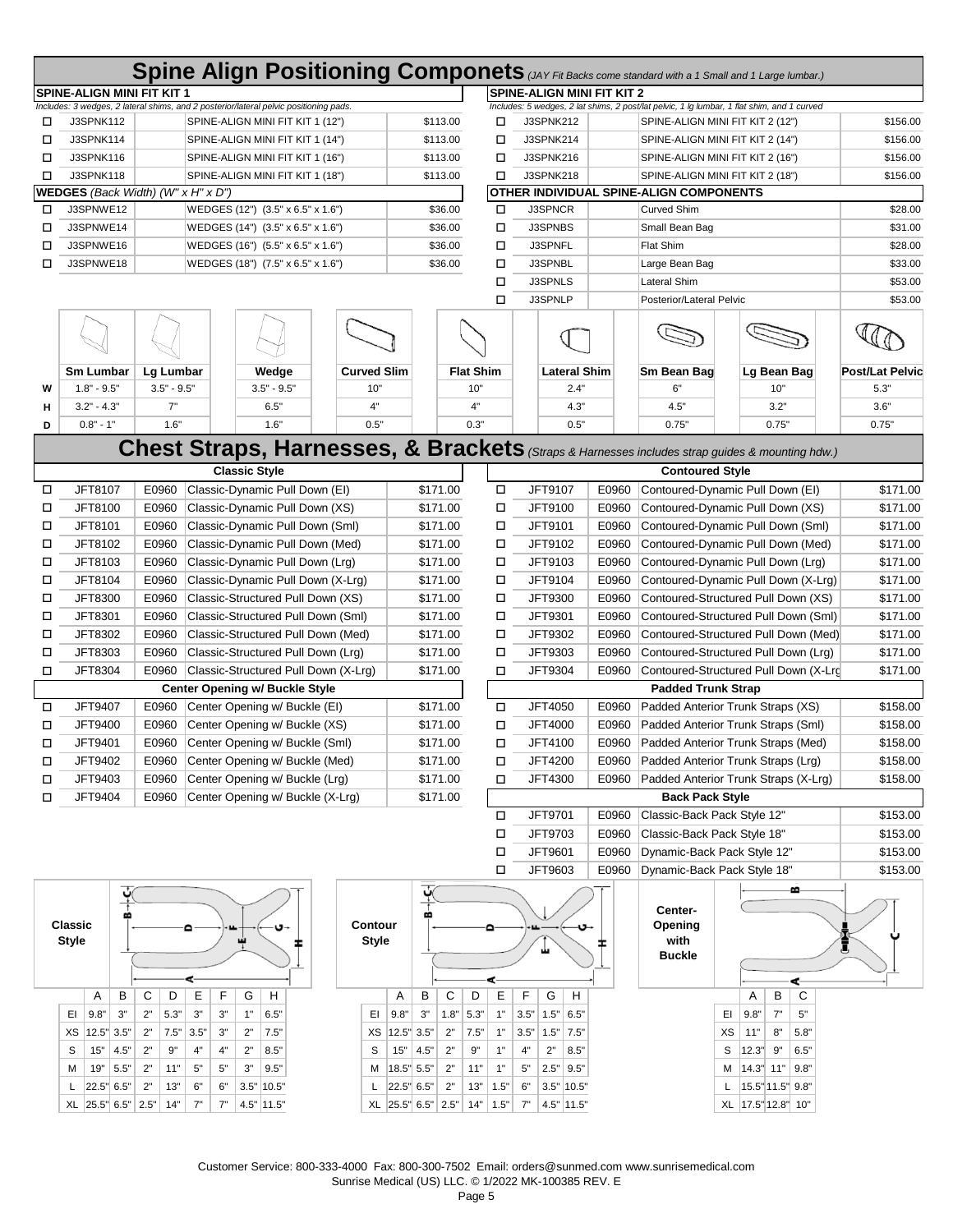# Spine Align Positioning Componets *(JAY Fit Backs come standard with a 1 Small and 1 Large lumbar.)*

## SPINE-ALIGN MINI FIT KIT 1

*Includes: 3 wedges, 2 lateral shims, and 2 posterior/lateral pelvic positioning pads.*

| | Part # | Description | Price |
|---|---|---|---|
| ☐ | J3SPNK112 | SPINE-ALIGN MINI FIT KIT 1 (12") | $113.00 |
| ☐ | J3SPNK114 | SPINE-ALIGN MINI FIT KIT 1 (14") | $113.00 |
| ☐ | J3SPNK116 | SPINE-ALIGN MINI FIT KIT 1 (16") | $113.00 |
| ☐ | J3SPNK118 | SPINE-ALIGN MINI FIT KIT 1 (18") | $113.00 |

## WEDGES *(Back Width) (W" x H" x D")*

| | Part # | Description | Price |
|---|---|---|---|
| ☐ | J3SPNWE12 | WEDGES (12") (3.5" x 6.5" x 1.6") | $36.00 |
| ☐ | J3SPNWE14 | WEDGES (14") (3.5" x 6.5" x 1.6") | $36.00 |
| ☐ | J3SPNWE16 | WEDGES (16") (5.5" x 6.5" x 1.6") | $36.00 |
| ☐ | J3SPNWE18 | WEDGES (18") (7.5" x 6.5" x 1.6") | $36.00 |

## SPINE-ALIGN MINI FIT KIT 2

*Includes: 5 wedges, 2 lat shims, 2 post/lat pelvic, 1 lg lumbar, 1 flat shim, and 1 curved*

| | Part # | Description | Price |
|---|---|---|---|
| ☐ | J3SPNK212 | SPINE-ALIGN MINI FIT KIT 2 (12") | $156.00 |
| ☐ | J3SPNK214 | SPINE-ALIGN MINI FIT KIT 2 (14") | $156.00 |
| ☐ | J3SPNK216 | SPINE-ALIGN MINI FIT KIT 2 (16") | $156.00 |
| ☐ | J3SPNK218 | SPINE-ALIGN MINI FIT KIT 2 (18") | $156.00 |

## OTHER INDIVIDUAL SPINE-ALIGN COMPONENTS

| | Part # | Description | Price |
|---|---|---|---|
| ☐ | J3SPNCR | Curved Shim | $28.00 |
| ☐ | J3SPNBS | Small Bean Bag | $31.00 |
| ☐ | J3SPNFL | Flat Shim | $28.00 |
| ☐ | J3SPNBL | Large Bean Bag | $33.00 |
| ☐ | J3SPNLS | Lateral Shim | $53.00 |
| ☐ | J3SPNLP | Posterior/Lateral Pelvic | $53.00 |

| | Sm Lumbar | Lg Lumbar | Wedge | Curved Slim | Flat Shim | Lateral Shim | Sm Bean Bag | Lg Bean Bag | Post/Lat Pelvic |
|---|---|---|---|---|---|---|---|---|---|
| W | 1.8" - 9.5" | 3.5" - 9.5" | 3.5" - 9.5" | 10" | 10" | 2.4" | 6" | 10" | 5.3" |
| H | 3.2" - 4.3" | 7" | 6.5" | 4" | 4" | 4.3" | 4.5" | 3.2" | 3.6" |
| D | 0.8" - 1" | 1.6" | 1.6" | 0.5" | 0.3" | 0.5" | 0.75" | 0.75" | 0.75" |

# Chest Straps, Harnesses, & Brackets *(Straps & Harnesses includes strap guides & mounting hdw.)*

## Classic Style

| | Part # | HCPCS | Description | Price |
|---|---|---|---|---|
| ☐ | JFT8107 | E0960 | Classic-Dynamic Pull Down (EI) | $171.00 |
| ☐ | JFT8100 | E0960 | Classic-Dynamic Pull Down (XS) | $171.00 |
| ☐ | JFT8101 | E0960 | Classic-Dynamic Pull Down (Sml) | $171.00 |
| ☐ | JFT8102 | E0960 | Classic-Dynamic Pull Down (Med) | $171.00 |
| ☐ | JFT8103 | E0960 | Classic-Dynamic Pull Down (Lrg) | $171.00 |
| ☐ | JFT8104 | E0960 | Classic-Dynamic Pull Down (X-Lrg) | $171.00 |
| ☐ | JFT8300 | E0960 | Classic-Structured Pull Down (XS) | $171.00 |
| ☐ | JFT8301 | E0960 | Classic-Structured Pull Down (Sml) | $171.00 |
| ☐ | JFT8302 | E0960 | Classic-Structured Pull Down (Med) | $171.00 |
| ☐ | JFT8303 | E0960 | Classic-Structured Pull Down (Lrg) | $171.00 |
| ☐ | JFT8304 | E0960 | Classic-Structured Pull Down (X-Lrg) | $171.00 |

## Center Opening w/ Buckle Style

| | Part # | HCPCS | Description | Price |
|---|---|---|---|---|
| ☐ | JFT9407 | E0960 | Center Opening w/ Buckle (EI) | $171.00 |
| ☐ | JFT9400 | E0960 | Center Opening w/ Buckle (XS) | $171.00 |
| ☐ | JFT9401 | E0960 | Center Opening w/ Buckle (Sml) | $171.00 |
| ☐ | JFT9402 | E0960 | Center Opening w/ Buckle (Med) | $171.00 |
| ☐ | JFT9403 | E0960 | Center Opening w/ Buckle (Lrg) | $171.00 |
| ☐ | JFT9404 | E0960 | Center Opening w/ Buckle (X-Lrg) | $171.00 |

## Contoured Style

| | Part # | HCPCS | Description | Price |
|---|---|---|---|---|
| ☐ | JFT9107 | E0960 | Contoured-Dynamic Pull Down (EI) | $171.00 |
| ☐ | JFT9100 | E0960 | Contoured-Dynamic Pull Down (XS) | $171.00 |
| ☐ | JFT9101 | E0960 | Contoured-Dynamic Pull Down (Sml) | $171.00 |
| ☐ | JFT9102 | E0960 | Contoured-Dynamic Pull Down (Med) | $171.00 |
| ☐ | JFT9103 | E0960 | Contoured-Dynamic Pull Down (Lrg) | $171.00 |
| ☐ | JFT9104 | E0960 | Contoured-Dynamic Pull Down (X-Lrg) | $171.00 |
| ☐ | JFT9300 | E0960 | Contoured-Structured Pull Down (XS) | $171.00 |
| ☐ | JFT9301 | E0960 | Contoured-Structured Pull Down (Sml) | $171.00 |
| ☐ | JFT9302 | E0960 | Contoured-Structured Pull Down (Med) | $171.00 |
| ☐ | JFT9303 | E0960 | Contoured-Structured Pull Down (Lrg) | $171.00 |
| ☐ | JFT9304 | E0960 | Contoured-Structured Pull Down (X-Lrg) | $171.00 |

## Padded Trunk Strap

| | Part # | HCPCS | Description | Price |
|---|---|---|---|---|
| ☐ | JFT4050 | E0960 | Padded Anterior Trunk Straps (XS) | $158.00 |
| ☐ | JFT4000 | E0960 | Padded Anterior Trunk Straps (Sml) | $158.00 |
| ☐ | JFT4100 | E0960 | Padded Anterior Trunk Straps (Med) | $158.00 |
| ☐ | JFT4200 | E0960 | Padded Anterior Trunk Straps (Lrg) | $158.00 |
| ☐ | JFT4300 | E0960 | Padded Anterior Trunk Straps (X-Lrg) | $158.00 |

## Back Pack Style

| | Part # | HCPCS | Description | Price |
|---|---|---|---|---|
| ☐ | JFT9701 | E0960 | Classic-Back Pack Style 12" | $153.00 |
| ☐ | JFT9703 | E0960 | Classic-Back Pack Style 18" | $153.00 |
| ☐ | JFT9601 | E0960 | Dynamic-Back Pack Style 12" | $153.00 |
| ☐ | JFT9603 | E0960 | Dynamic-Back Pack Style 18" | $153.00 |

**Classic Style**

| | A | B | C | D | E | F | G | H |
|---|---|---|---|---|---|---|---|---|
| EI | 9.8" | 3" | 2" | 5.3" | 3" | 3" | 1" | 6.5" |
| XS | 12.5" | 3.5" | 2" | 7.5" | 3.5" | 3" | 2" | 7.5" |
| S | 15" | 4.5" | 2" | 9" | 4" | 4" | 2" | 8.5" |
| M | 19" | 5.5" | 2" | 11" | 5" | 5" | 3" | 9.5" |
| L | 22.5" | 6.5" | 2" | 13" | 6" | 6" | 3.5" | 10.5" |
| XL | 25.5" | 6.5" | 2.5" | 14" | 7" | 7" | 4.5" | 11.5" |

**Contour Style**

| | A | B | C | D | E | F | G | H |
|---|---|---|---|---|---|---|---|---|
| EI | 9.8" | 3" | 1.8" | 5.3" | 1" | 3.5" | 1.5" | 6.5" |
| XS | 12.5" | 3.5" | 2" | 7.5" | 1" | 3.5" | 1.5" | 7.5" |
| S | 15" | 4.5" | 2" | 9" | 1" | 4" | 2" | 8.5" |
| M | 18.5" | 5.5" | 2" | 11" | 1" | 5" | 2.5" | 9.5" |
| L | 22.5" | 6.5" | 2" | 13" | 1.5" | 6" | 3.5" | 10.5" |
| XL | 25.5" | 6.5" | 2.5" | 14" | 1.5" | 7" | 4.5" | 11.5" |

**Center-Opening with Buckle**

| | A | B | C |
|---|---|---|---|
| EI | 9.8" | 7" | 5" |
| XS | 11" | 8" | 5.8" |
| S | 12.3" | 9" | 6.5" |
| M | 14.3" | 11" | 9.8" |
| L | 15.5" | 11.5" | 9.8" |
| XL | 17.5" | 12.8" | 10" |

Customer Service: 800-333-4000 Fax: 800-300-7502 Email: orders@sunmed.com www.sunrisemedical.com
Sunrise Medical (US) LLC. © 1/2022 MK-100385 REV. E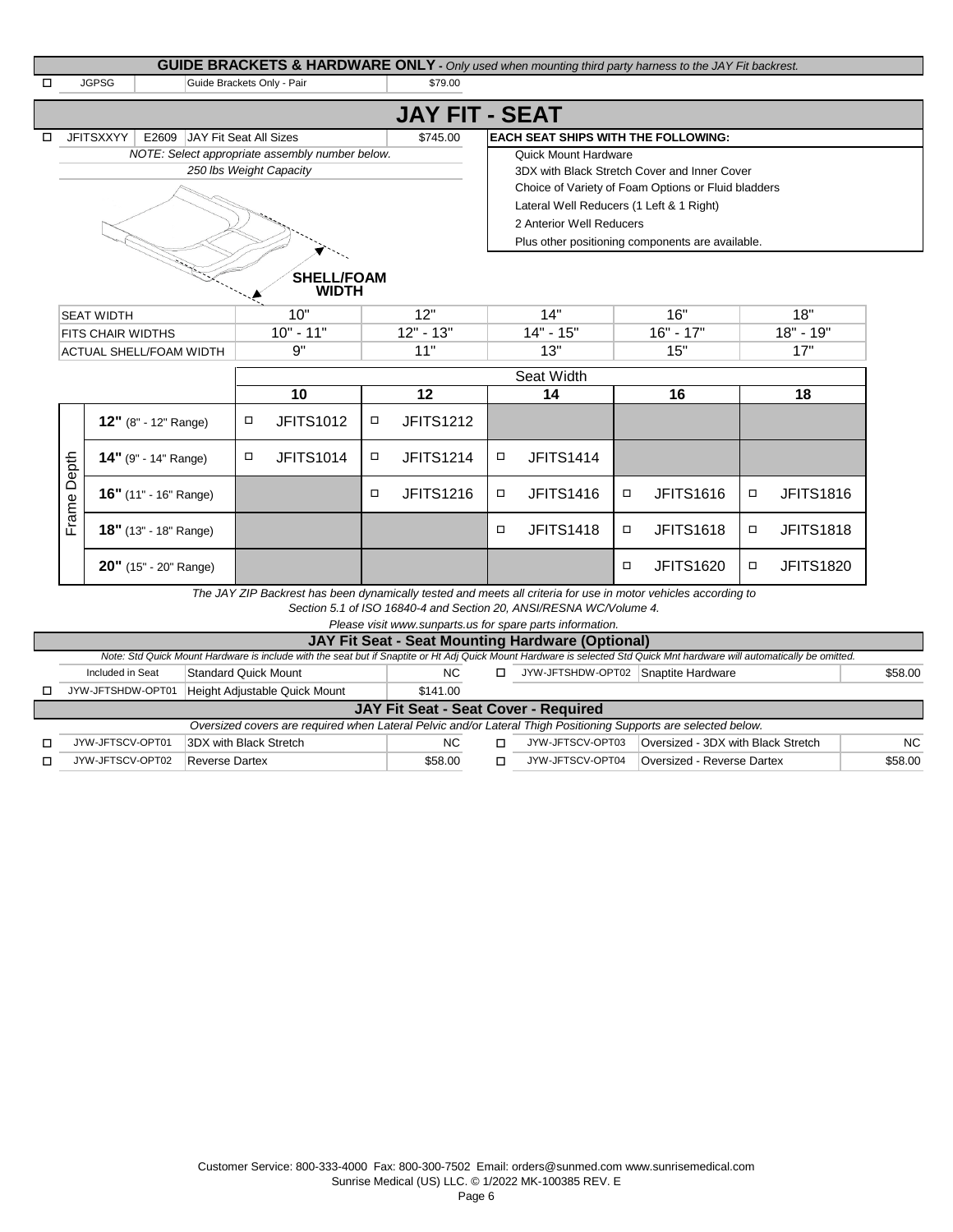## GUIDE BRACKETS & HARDWARE ONLY - *Only used when mounting third party harness to the JAY Fit backrest.*

| | Part # | Description | Price |
|---|---|---|---|
| ☐ | JGPSG | Guide Brackets Only - Pair | $79.00 |

# JAY FIT - SEAT

| | Part # | HCPCS | Description | Price |
|---|---|---|---|---|
| ☐ | JFITSXXYY | E2609 | JAY Fit Seat All Sizes | $745.00 |

*NOTE: Select appropriate assembly number below.*

*250 lbs Weight Capacity*

**EACH SEAT SHIPS WITH THE FOLLOWING:**
- Quick Mount Hardware
- 3DX with Black Stretch Cover and Inner Cover
- Choice of Variety of Foam Options or Fluid bladders
- Lateral Well Reducers (1 Left & 1 Right)
- 2 Anterior Well Reducers
- Plus other positioning components are available.

**SHELL/FOAM WIDTH**

| SEAT WIDTH | 10" | 12" | 14" | 16" | 18" |
|---|---|---|---|---|---|
| FITS CHAIR WIDTHS | 10" - 11" | 12" - 13" | 14" - 15" | 16" - 17" | 18" - 19" |
| ACTUAL SHELL/FOAM WIDTH | 9" | 11" | 13" | 15" | 17" |

| Frame Depth | Seat Width 10 | 12 | 14 | 16 | 18 |
|---|---|---|---|---|---|
| **12"** (8" - 12" Range) | ☐ JFITS1012 | ☐ JFITS1212 | | | |
| **14"** (9" - 14" Range) | ☐ JFITS1014 | ☐ JFITS1214 | ☐ JFITS1414 | | |
| **16"** (11" - 16" Range) | | ☐ JFITS1216 | ☐ JFITS1416 | ☐ JFITS1616 | ☐ JFITS1816 |
| **18"** (13" - 18" Range) | | | ☐ JFITS1418 | ☐ JFITS1618 | ☐ JFITS1818 |
| **20"** (15" - 20" Range) | | | | ☐ JFITS1620 | ☐ JFITS1820 |

*The JAY ZIP Backrest has been dynamically tested and meets all criteria for use in motor vehicles according to Section 5.1 of ISO 16840-4 and Section 20, ANSI/RESNA WC/Volume 4.*

*Please visit www.sunparts.us for spare parts information.*

## JAY Fit Seat - Seat Mounting Hardware (Optional)

*Note: Std Quick Mount Hardware is include with the seat but if Snaptite or Ht Adj Quick Mount Hardware is selected Std Quick Mnt hardware will automatically be omitted.*

| | Part # | Description | Price | | Part # | Description | Price |
|---|---|---|---|---|---|---|---|
| | Included in Seat | Standard Quick Mount | NC | ☐ | JYW-JFTSHDW-OPT02 | Snaptite Hardware | $58.00 |
| ☐ | JYW-JFTSHDW-OPT01 | Height Adjustable Quick Mount | $141.00 | | | | |

## JAY Fit Seat - Seat Cover - Required

*Oversized covers are required when Lateral Pelvic and/or Lateral Thigh Positioning Supports are selected below.*

| | Part # | Description | Price | | Part # | Description | Price |
|---|---|---|---|---|---|---|---|
| ☐ | JYW-JFTSCV-OPT01 | 3DX with Black Stretch | NC | ☐ | JYW-JFTSCV-OPT03 | Oversized - 3DX with Black Stretch | NC |
| ☐ | JYW-JFTSCV-OPT02 | Reverse Dartex | $58.00 | ☐ | JYW-JFTSCV-OPT04 | Oversized - Reverse Dartex | $58.00 |

Customer Service: 800-333-4000 Fax: 800-300-7502 Email: orders@sunmed.com www.sunrisemedical.com
Sunrise Medical (US) LLC. © 1/2022 MK-100385 REV. E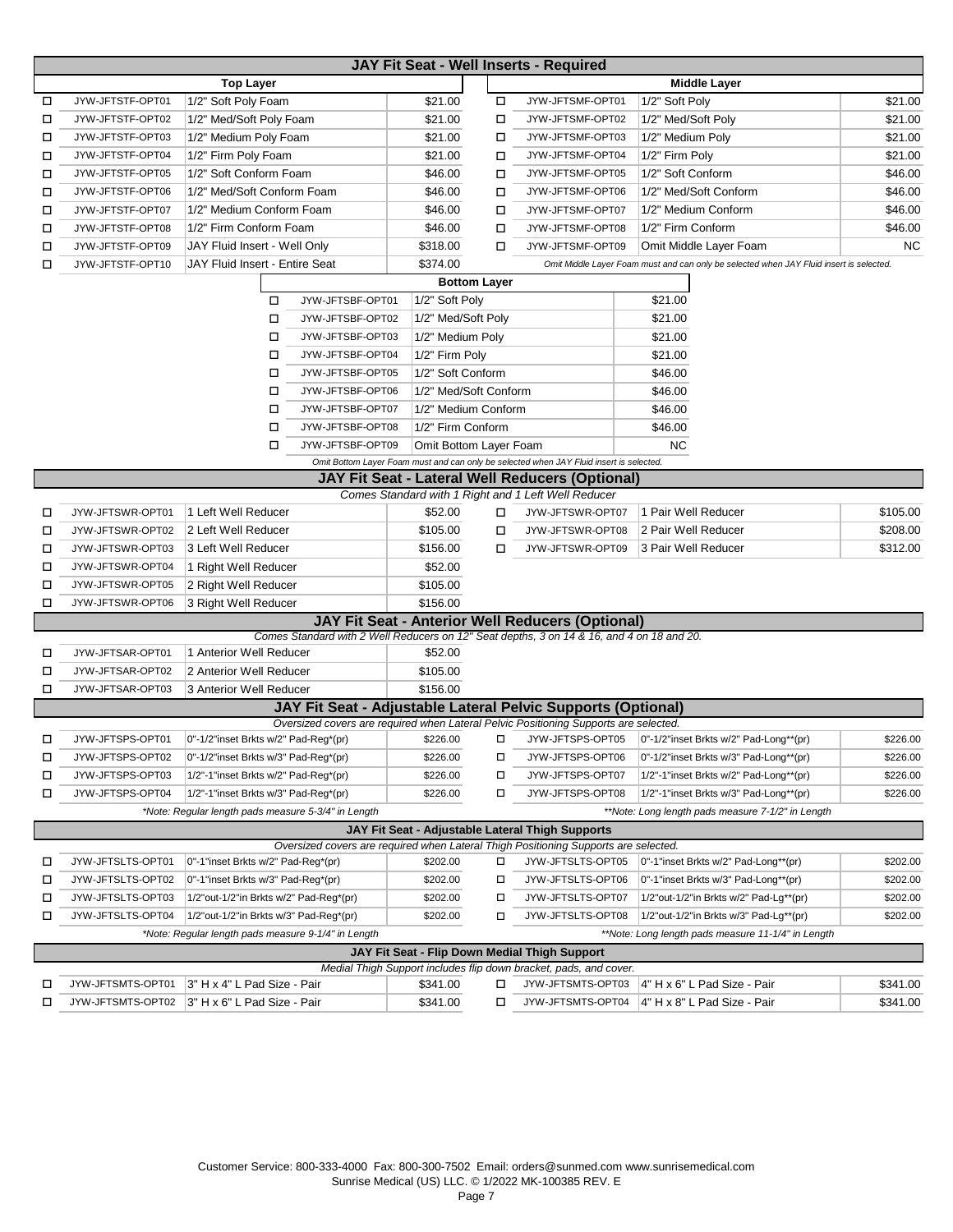## JAY Fit Seat - Well Inserts - Required

| | Top Layer | | | | Middle Layer | | |
|---|---|---|---|---|---|---|---|
| ☐ | JYW-JFTSTF-OPT01 | 1/2" Soft Poly Foam | $21.00 | ☐ | JYW-JFTSMF-OPT01 | 1/2" Soft Poly | $21.00 |
| ☐ | JYW-JFTSTF-OPT02 | 1/2" Med/Soft Poly Foam | $21.00 | ☐ | JYW-JFTSMF-OPT02 | 1/2" Med/Soft Poly | $21.00 |
| ☐ | JYW-JFTSTF-OPT03 | 1/2" Medium Poly Foam | $21.00 | ☐ | JYW-JFTSMF-OPT03 | 1/2" Medium Poly | $21.00 |
| ☐ | JYW-JFTSTF-OPT04 | 1/2" Firm Poly Foam | $21.00 | ☐ | JYW-JFTSMF-OPT04 | 1/2" Firm Poly | $21.00 |
| ☐ | JYW-JFTSTF-OPT05 | 1/2" Soft Conform Foam | $46.00 | ☐ | JYW-JFTSMF-OPT05 | 1/2" Soft Conform | $46.00 |
| ☐ | JYW-JFTSTF-OPT06 | 1/2" Med/Soft Conform Foam | $46.00 | ☐ | JYW-JFTSMF-OPT06 | 1/2" Med/Soft Conform | $46.00 |
| ☐ | JYW-JFTSTF-OPT07 | 1/2" Medium Conform Foam | $46.00 | ☐ | JYW-JFTSMF-OPT07 | 1/2" Medium Conform | $46.00 |
| ☐ | JYW-JFTSTF-OPT08 | 1/2" Firm Conform Foam | $46.00 | ☐ | JYW-JFTSMF-OPT08 | 1/2" Firm Conform | $46.00 |
| ☐ | JYW-JFTSTF-OPT09 | JAY Fluid Insert - Well Only | $318.00 | ☐ | JYW-JFTSMF-OPT09 | Omit Middle Layer Foam | NC |
| ☐ | JYW-JFTSTF-OPT10 | JAY Fluid Insert - Entire Seat | $374.00 | | | | |

*Omit Middle Layer Foam must and can only be selected when JAY Fluid insert is selected.*

### Bottom Layer

| | Code | Description | Price |
|---|---|---|---|
| ☐ | JYW-JFTSBF-OPT01 | 1/2" Soft Poly | $21.00 |
| ☐ | JYW-JFTSBF-OPT02 | 1/2" Med/Soft Poly | $21.00 |
| ☐ | JYW-JFTSBF-OPT03 | 1/2" Medium Poly | $21.00 |
| ☐ | JYW-JFTSBF-OPT04 | 1/2" Firm Poly | $21.00 |
| ☐ | JYW-JFTSBF-OPT05 | 1/2" Soft Conform | $46.00 |
| ☐ | JYW-JFTSBF-OPT06 | 1/2" Med/Soft Conform | $46.00 |
| ☐ | JYW-JFTSBF-OPT07 | 1/2" Medium Conform | $46.00 |
| ☐ | JYW-JFTSBF-OPT08 | 1/2" Firm Conform | $46.00 |
| ☐ | JYW-JFTSBF-OPT09 | Omit Bottom Layer Foam | NC |

*Omit Bottom Layer Foam must and can only be selected when JAY Fluid insert is selected.*

## JAY Fit Seat - Lateral Well Reducers (Optional)

*Comes Standard with 1 Right and 1 Left Well Reducer*

| | Code | Description | Price | | Code | Description | Price |
|---|---|---|---|---|---|---|---|
| ☐ | JYW-JFTSWR-OPT01 | 1 Left Well Reducer | $52.00 | ☐ | JYW-JFTSWR-OPT07 | 1 Pair Well Reducer | $105.00 |
| ☐ | JYW-JFTSWR-OPT02 | 2 Left Well Reducer | $105.00 | ☐ | JYW-JFTSWR-OPT08 | 2 Pair Well Reducer | $208.00 |
| ☐ | JYW-JFTSWR-OPT03 | 3 Left Well Reducer | $156.00 | ☐ | JYW-JFTSWR-OPT09 | 3 Pair Well Reducer | $312.00 |
| ☐ | JYW-JFTSWR-OPT04 | 1 Right Well Reducer | $52.00 | | | | |
| ☐ | JYW-JFTSWR-OPT05 | 2 Right Well Reducer | $105.00 | | | | |
| ☐ | JYW-JFTSWR-OPT06 | 3 Right Well Reducer | $156.00 | | | | |

## JAY Fit Seat - Anterior Well Reducers (Optional)

*Comes Standard with 2 Well Reducers on 12" Seat depths, 3 on 14 & 16, and 4 on 18 and 20.*

| | Code | Description | Price |
|---|---|---|---|
| ☐ | JYW-JFTSAR-OPT01 | 1 Anterior Well Reducer | $52.00 |
| ☐ | JYW-JFTSAR-OPT02 | 2 Anterior Well Reducer | $105.00 |
| ☐ | JYW-JFTSAR-OPT03 | 3 Anterior Well Reducer | $156.00 |

## JAY Fit Seat - Adjustable Lateral Pelvic Supports (Optional)

*Oversized covers are required when Lateral Pelvic Positioning Supports are selected.*

| | Code | Description | Price | | Code | Description | Price |
|---|---|---|---|---|---|---|---|
| ☐ | JYW-JFTSPS-OPT01 | 0"-1/2"inset Brkts w/2" Pad-Reg*(pr) | $226.00 | ☐ | JYW-JFTSPS-OPT05 | 0"-1/2"inset Brkts w/2" Pad-Long**(pr) | $226.00 |
| ☐ | JYW-JFTSPS-OPT02 | 0"-1/2"inset Brkts w/3" Pad-Reg*(pr) | $226.00 | ☐ | JYW-JFTSPS-OPT06 | 0"-1/2"inset Brkts w/3" Pad-Long**(pr) | $226.00 |
| ☐ | JYW-JFTSPS-OPT03 | 1/2"-1"inset Brkts w/2" Pad-Reg*(pr) | $226.00 | ☐ | JYW-JFTSPS-OPT07 | 1/2"-1"inset Brkts w/2" Pad-Long**(pr) | $226.00 |
| ☐ | JYW-JFTSPS-OPT04 | 1/2"-1"inset Brkts w/3" Pad-Reg*(pr) | $226.00 | ☐ | JYW-JFTSPS-OPT08 | 1/2"-1"inset Brkts w/3" Pad-Long**(pr) | $226.00 |

*\*Note: Regular length pads measure 5-3/4" in Length* — *\*\*Note: Long length pads measure 7-1/2" in Length*

## JAY Fit Seat - Adjustable Lateral Thigh Supports

*Oversized covers are required when Lateral Thigh Positioning Supports are selected.*

| | Code | Description | Price | | Code | Description | Price |
|---|---|---|---|---|---|---|---|
| ☐ | JYW-JFTSLTS-OPT01 | 0"-1"inset Brkts w/2" Pad-Reg*(pr) | $202.00 | ☐ | JYW-JFTSLTS-OPT05 | 0"-1"inset Brkts w/2" Pad-Long**(pr) | $202.00 |
| ☐ | JYW-JFTSLTS-OPT02 | 0"-1"inset Brkts w/3" Pad-Reg*(pr) | $202.00 | ☐ | JYW-JFTSLTS-OPT06 | 0"-1"inset Brkts w/3" Pad-Long**(pr) | $202.00 |
| ☐ | JYW-JFTSLTS-OPT03 | 1/2"out-1/2"in Brkts w/2" Pad-Reg*(pr) | $202.00 | ☐ | JYW-JFTSLTS-OPT07 | 1/2"out-1/2"in Brkts w/2" Pad-Lg**(pr) | $202.00 |
| ☐ | JYW-JFTSLTS-OPT04 | 1/2"out-1/2"in Brkts w/3" Pad-Reg*(pr) | $202.00 | ☐ | JYW-JFTSLTS-OPT08 | 1/2"out-1/2"in Brkts w/3" Pad-Lg**(pr) | $202.00 |

*\*Note: Regular length pads measure 9-1/4" in Length* — *\*\*Note: Long length pads measure 11-1/4" in Length*

## JAY Fit Seat - Flip Down Medial Thigh Support

*Medial Thigh Support includes flip down bracket, pads, and cover.*

| | Code | Description | Price | | Code | Description | Price |
|---|---|---|---|---|---|---|---|
| ☐ | JYW-JFTSMTS-OPT01 | 3" H x 4" L Pad Size - Pair | $341.00 | ☐ | JYW-JFTSMTS-OPT03 | 4" H x 6" L Pad Size - Pair | $341.00 |
| ☐ | JYW-JFTSMTS-OPT02 | 3" H x 6" L Pad Size - Pair | $341.00 | ☐ | JYW-JFTSMTS-OPT04 | 4" H x 8" L Pad Size - Pair | $341.00 |

Customer Service: 800-333-4000 Fax: 800-300-7502 Email: orders@sunmed.com www.sunrisemedical.com
Sunrise Medical (US) LLC. © 1/2022 MK-100385 REV. E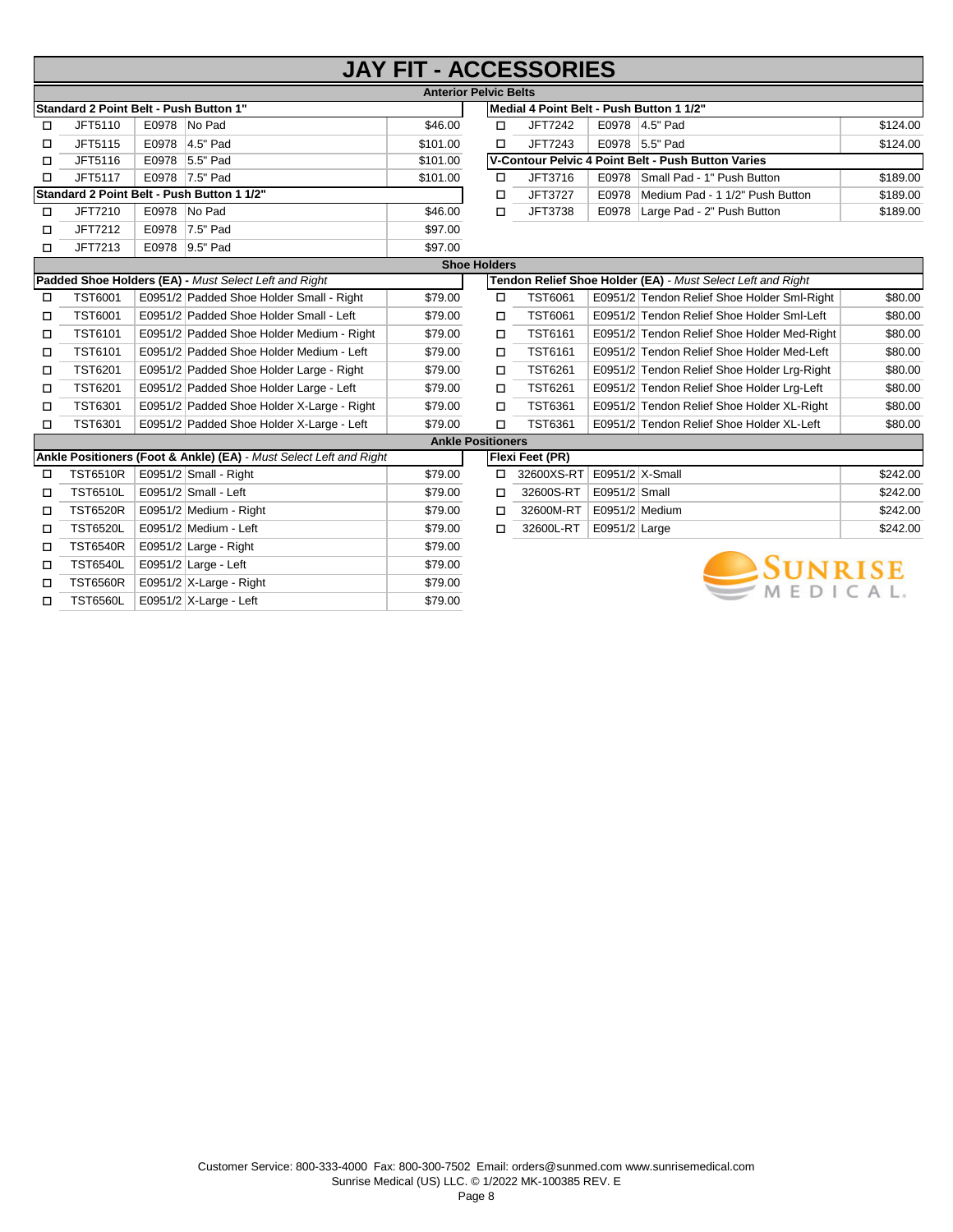# JAY FIT - ACCESSORIES

## Anterior Pelvic Belts

**Standard 2 Point Belt - Push Button 1"**

| | | | | |
|---|---|---|---|---|
| ☐ | JFT5110 | E0978 | No Pad | $46.00 |
| ☐ | JFT5115 | E0978 | 4.5" Pad | $101.00 |
| ☐ | JFT5116 | E0978 | 5.5" Pad | $101.00 |
| ☐ | JFT5117 | E0978 | 7.5" Pad | $101.00 |

**Standard 2 Point Belt - Push Button 1 1/2"**

| | | | | |
|---|---|---|---|---|
| ☐ | JFT7210 | E0978 | No Pad | $46.00 |
| ☐ | JFT7212 | E0978 | 7.5" Pad | $97.00 |
| ☐ | JFT7213 | E0978 | 9.5" Pad | $97.00 |

**Medial 4 Point Belt - Push Button 1 1/2"**

| | | | | |
|---|---|---|---|---|
| ☐ | JFT7242 | E0978 | 4.5" Pad | $124.00 |
| ☐ | JFT7243 | E0978 | 5.5" Pad | $124.00 |

**V-Contour Pelvic 4 Point Belt - Push Button Varies**

| | | | | |
|---|---|---|---|---|
| ☐ | JFT3716 | E0978 | Small Pad - 1" Push Button | $189.00 |
| ☐ | JFT3727 | E0978 | Medium Pad - 1 1/2" Push Button | $189.00 |
| ☐ | JFT3738 | E0978 | Large Pad - 2" Push Button | $189.00 |

## Shoe Holders

**Padded Shoe Holders (EA)** - *Must Select Left and Right*

| | | | | |
|---|---|---|---|---|
| ☐ | TST6001 | E0951/2 | Padded Shoe Holder Small - Right | $79.00 |
| ☐ | TST6001 | E0951/2 | Padded Shoe Holder Small - Left | $79.00 |
| ☐ | TST6101 | E0951/2 | Padded Shoe Holder Medium - Right | $79.00 |
| ☐ | TST6101 | E0951/2 | Padded Shoe Holder Medium - Left | $79.00 |
| ☐ | TST6201 | E0951/2 | Padded Shoe Holder Large - Right | $79.00 |
| ☐ | TST6201 | E0951/2 | Padded Shoe Holder Large - Left | $79.00 |
| ☐ | TST6301 | E0951/2 | Padded Shoe Holder X-Large - Right | $79.00 |
| ☐ | TST6301 | E0951/2 | Padded Shoe Holder X-Large - Left | $79.00 |

**Tendon Relief Shoe Holder (EA)** - *Must Select Left and Right*

| | | | | |
|---|---|---|---|---|
| ☐ | TST6061 | E0951/2 | Tendon Relief Shoe Holder Sml-Right | $80.00 |
| ☐ | TST6061 | E0951/2 | Tendon Relief Shoe Holder Sml-Left | $80.00 |
| ☐ | TST6161 | E0951/2 | Tendon Relief Shoe Holder Med-Right | $80.00 |
| ☐ | TST6161 | E0951/2 | Tendon Relief Shoe Holder Med-Left | $80.00 |
| ☐ | TST6261 | E0951/2 | Tendon Relief Shoe Holder Lrg-Right | $80.00 |
| ☐ | TST6261 | E0951/2 | Tendon Relief Shoe Holder Lrg-Left | $80.00 |
| ☐ | TST6361 | E0951/2 | Tendon Relief Shoe Holder XL-Right | $80.00 |
| ☐ | TST6361 | E0951/2 | Tendon Relief Shoe Holder XL-Left | $80.00 |

## Ankle Positioners

**Ankle Positioners (Foot & Ankle) (EA)** - *Must Select Left and Right*

| | | | | |
|---|---|---|---|---|
| ☐ | TST6510R | E0951/2 | Small - Right | $79.00 |
| ☐ | TST6510L | E0951/2 | Small - Left | $79.00 |
| ☐ | TST6520R | E0951/2 | Medium - Right | $79.00 |
| ☐ | TST6520L | E0951/2 | Medium - Left | $79.00 |
| ☐ | TST6540R | E0951/2 | Large - Right | $79.00 |
| ☐ | TST6540L | E0951/2 | Large - Left | $79.00 |
| ☐ | TST6560R | E0951/2 | X-Large - Right | $79.00 |
| ☐ | TST6560L | E0951/2 | X-Large - Left | $79.00 |

**Flexi Feet (PR)**

| | | | | |
|---|---|---|---|---|
| ☐ | 32600XS-RT | E0951/2 | X-Small | $242.00 |
| ☐ | 32600S-RT | E0951/2 | Small | $242.00 |
| ☐ | 32600M-RT | E0951/2 | Medium | $242.00 |
| ☐ | 32600L-RT | E0951/2 | Large | $242.00 |

SUNRISE MEDICAL.

Customer Service: 800-333-4000 Fax: 800-300-7502 Email: orders@sunmed.com www.sunrisemedical.com
Sunrise Medical (US) LLC. © 1/2022 MK-100385 REV. E